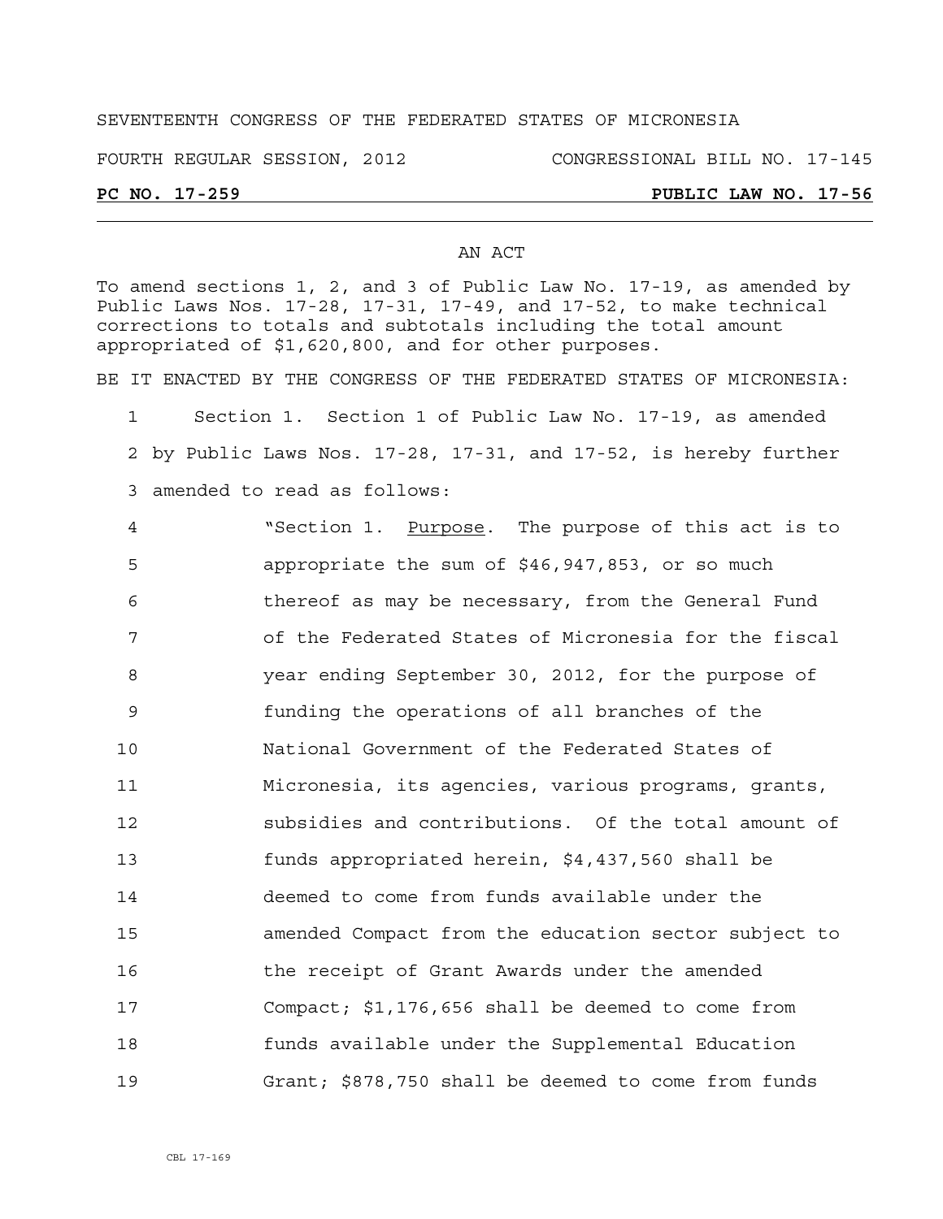SEVENTEENTH CONGRESS OF THE FEDERATED STATES OF MICRONESIA

FOURTH REGULAR SESSION, 2012 CONGRESSIONAL BILL NO. 17-145

**PC NO. 17-259** **PUBLIC LAW NO. 17-56**

AN ACT

To amend sections 1, 2, and 3 of Public Law No. 17-19, as amended by Public Laws Nos. 17-28, 17-31, 17-49, and 17-52, to make technical corrections to totals and subtotals including the total amount appropriated of $1,620,800, and for other purposes.

BE IT ENACTED BY THE CONGRESS OF THE FEDERATED STATES OF MICRONESIA:

1 Section 1. Section 1 of Public Law No. 17-19, as amended
2 by Public Laws Nos. 17-28, 17-31, and 17-52, is hereby further
3 amended to read as follows:

4 "Section 1. Purpose. The purpose of this act is to
5 appropriate the sum of $46,947,853, or so much
6 thereof as may be necessary, from the General Fund
7 of the Federated States of Micronesia for the fiscal
8 year ending September 30, 2012, for the purpose of
9 funding the operations of all branches of the
10 National Government of the Federated States of
11 Micronesia, its agencies, various programs, grants,
12 subsidies and contributions. Of the total amount of
13 funds appropriated herein, $4,437,560 shall be
14 deemed to come from funds available under the
15 amended Compact from the education sector subject to
16 the receipt of Grant Awards under the amended
17 Compact; $1,176,656 shall be deemed to come from
18 funds available under the Supplemental Education
19 Grant; $878,750 shall be deemed to come from funds

CBL 17-169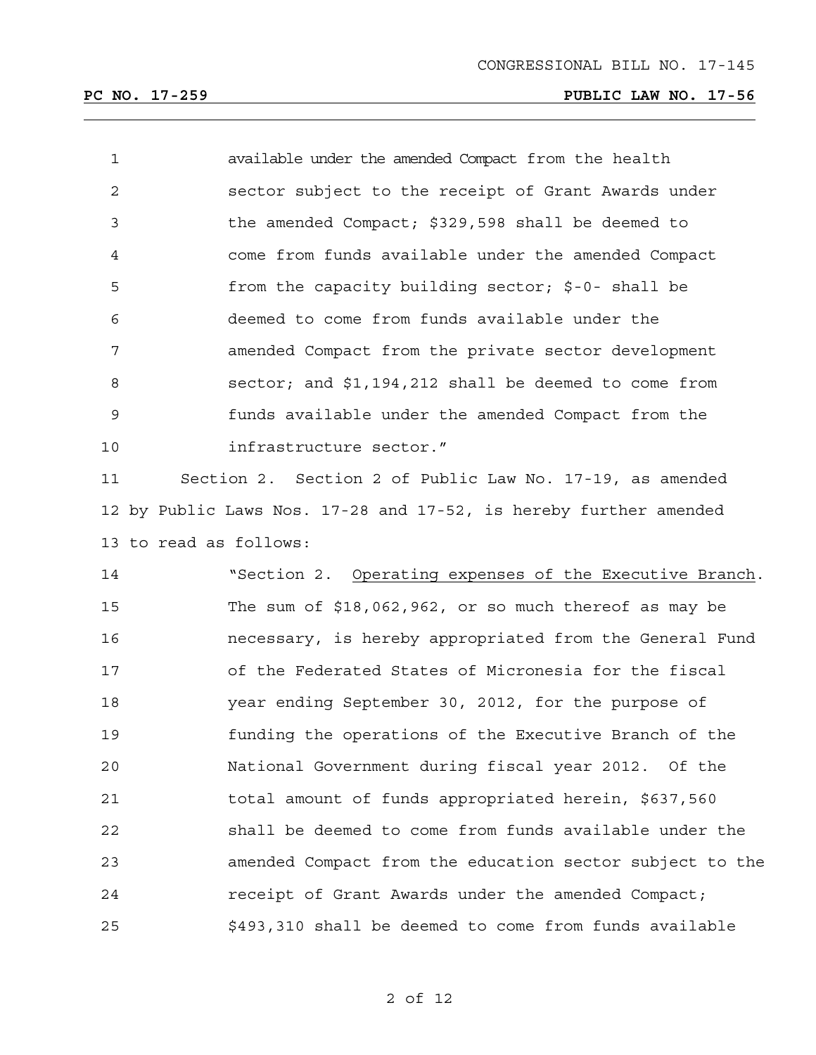available under the amended Compact from the health sector subject to the receipt of Grant Awards under the amended Compact; $329,598 shall be deemed to come from funds available under the amended Compact from the capacity building sector; $-0- shall be deemed to come from funds available under the amended Compact from the private sector development sector; and $1,194,212 shall be deemed to come from funds available under the amended Compact from the infrastructure sector."

Section 2. Section 2 of Public Law No. 17-19, as amended by Public Laws Nos. 17-28 and 17-52, is hereby further amended to read as follows:

"Section 2. Operating expenses of the Executive Branch. The sum of $18,062,962, or so much thereof as may be necessary, is hereby appropriated from the General Fund of the Federated States of Micronesia for the fiscal year ending September 30, 2012, for the purpose of funding the operations of the Executive Branch of the National Government during fiscal year 2012. Of the total amount of funds appropriated herein, $637,560 shall be deemed to come from funds available under the amended Compact from the education sector subject to the receipt of Grant Awards under the amended Compact; $493,310 shall be deemed to come from funds available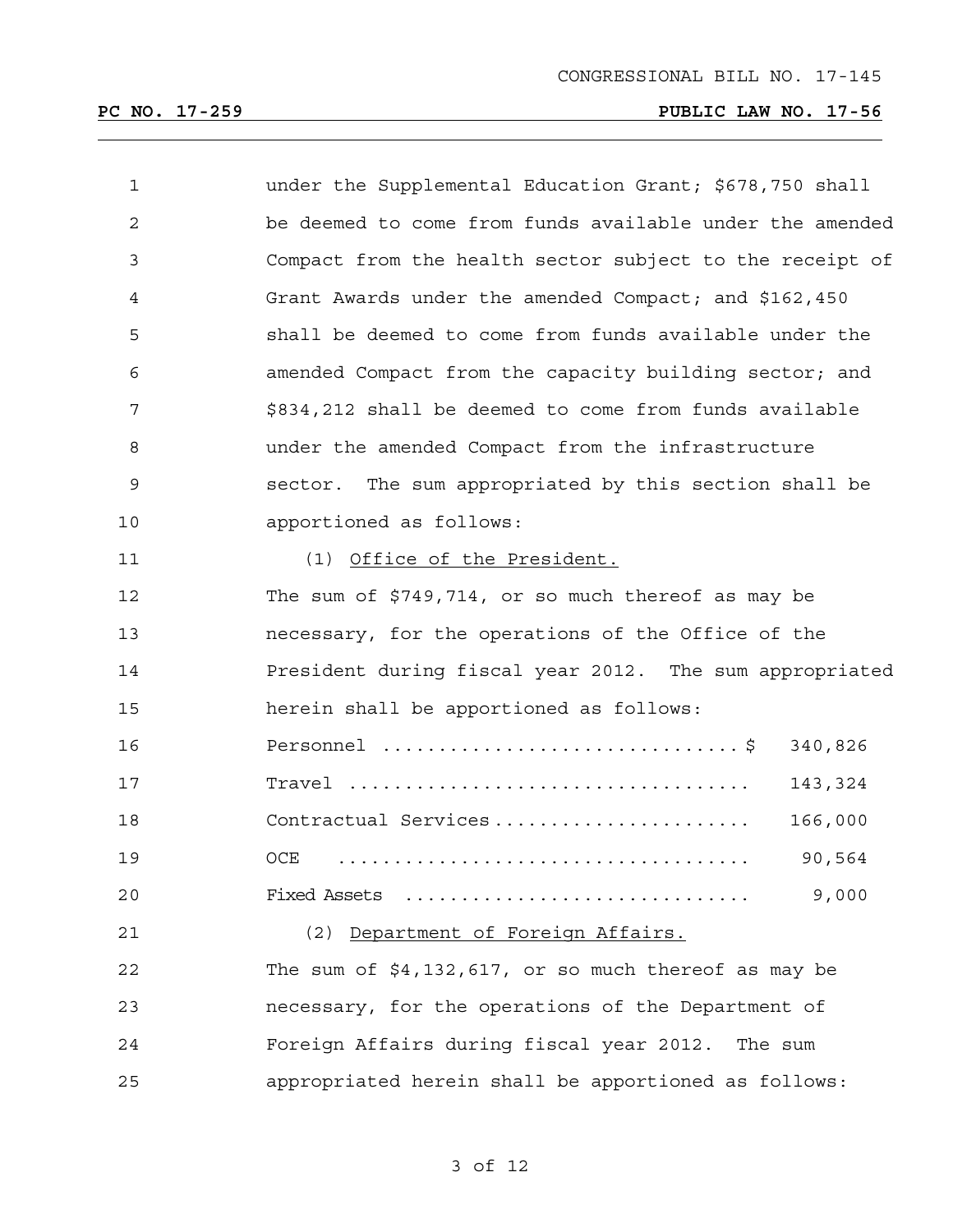under the Supplemental Education Grant; $678,750 shall be deemed to come from funds available under the amended Compact from the health sector subject to the receipt of Grant Awards under the amended Compact; and $162,450 shall be deemed to come from funds available under the amended Compact from the capacity building sector; and $834,212 shall be deemed to come from funds available under the amended Compact from the infrastructure sector. The sum appropriated by this section shall be apportioned as follows:

(1) <u>Office of the President.</u>

The sum of $749,714, or so much thereof as may be necessary, for the operations of the Office of the President during fiscal year 2012. The sum appropriated herein shall be apportioned as follows:

| | |
|---|---|
| Personnel | $ 340,826 |
| Travel | 143,324 |
| Contractual Services | 166,000 |
| OCE | 90,564 |
| Fixed Assets | 9,000 |

(2) <u>Department of Foreign Affairs.</u>

The sum of $4,132,617, or so much thereof as may be necessary, for the operations of the Department of Foreign Affairs during fiscal year 2012. The sum appropriated herein shall be apportioned as follows: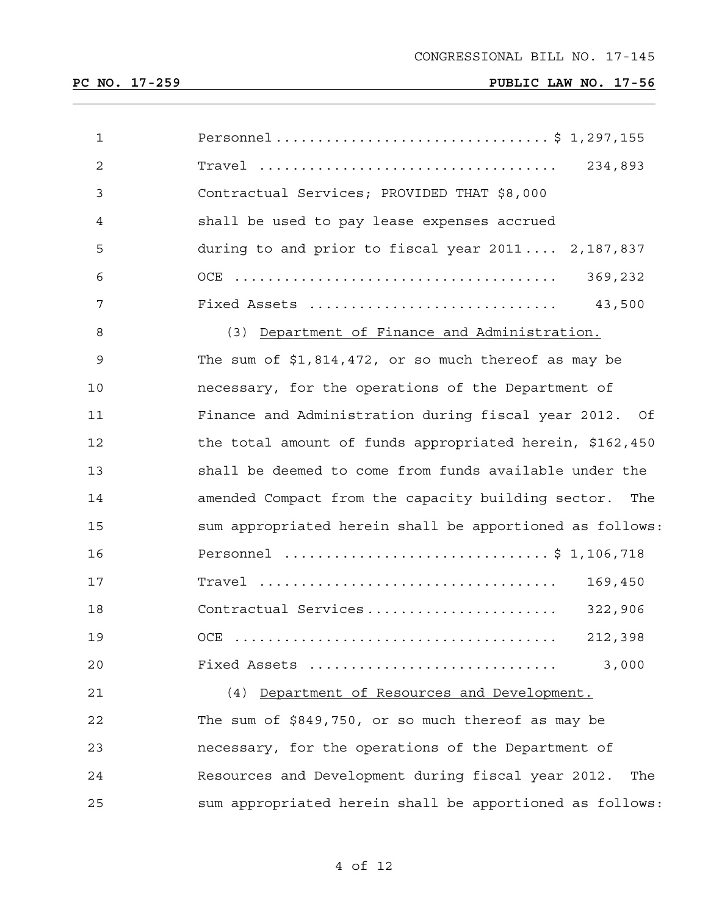Personnel ................................ $ 1,297,155

Travel .................................. 234,893

Contractual Services; PROVIDED THAT $8,000 shall be used to pay lease expenses accrued during to and prior to fiscal year 2011.... 2,187,837

OCE ...................................... 369,232

Fixed Assets ............................. 43,500

(3) Department of Finance and Administration. The sum of $1,814,472, or so much thereof as may be necessary, for the operations of the Department of Finance and Administration during fiscal year 2012. Of the total amount of funds appropriated herein, $162,450 shall be deemed to come from funds available under the amended Compact from the capacity building sector. The sum appropriated herein shall be apportioned as follows:

Personnel ............................... $ 1,106,718

Travel .................................. 169,450

Contractual Services...................... 322,906

OCE ...................................... 212,398

Fixed Assets ............................. 3,000

(4) Department of Resources and Development. The sum of $849,750, or so much thereof as may be necessary, for the operations of the Department of Resources and Development during fiscal year 2012. The sum appropriated herein shall be apportioned as follows: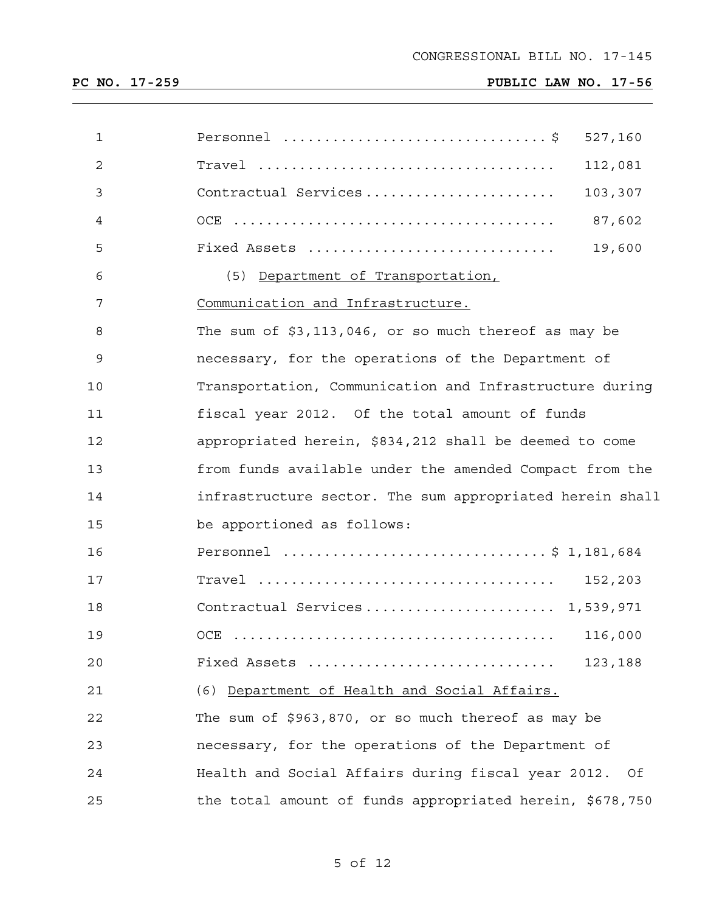| | |
|---|---|
| Personnel | $ 527,160 |
| Travel | 112,081 |
| Contractual Services | 103,307 |
| OCE | 87,602 |
| Fixed Assets | 19,600 |

(5) Department of Transportation, Communication and Infrastructure. The sum of $3,113,046, or so much thereof as may be necessary, for the operations of the Department of Transportation, Communication and Infrastructure during fiscal year 2012. Of the total amount of funds appropriated herein, $834,212 shall be deemed to come from funds available under the amended Compact from the infrastructure sector. The sum appropriated herein shall be apportioned as follows:

| | |
|---|---|
| Personnel | $ 1,181,684 |
| Travel | 152,203 |
| Contractual Services | 1,539,971 |
| OCE | 116,000 |
| Fixed Assets | 123,188 |

(6) Department of Health and Social Affairs. The sum of $963,870, or so much thereof as may be necessary, for the operations of the Department of Health and Social Affairs during fiscal year 2012. Of the total amount of funds appropriated herein, $678,750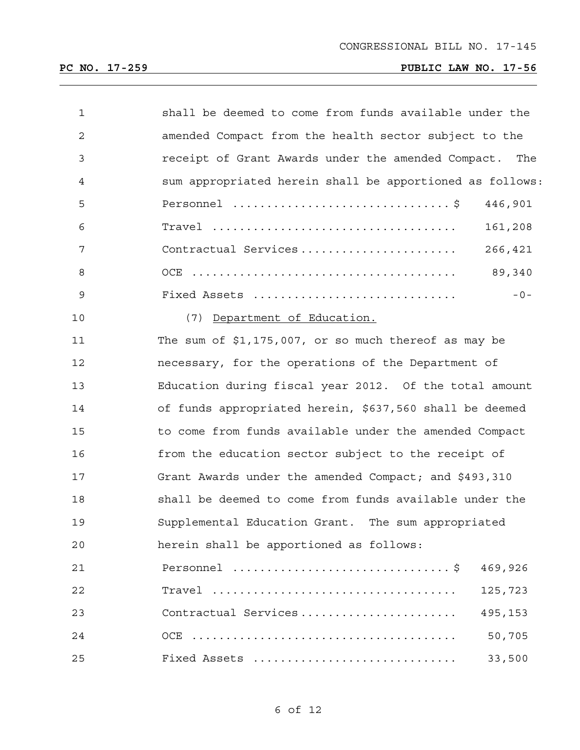shall be deemed to come from funds available under the amended Compact from the health sector subject to the receipt of Grant Awards under the amended Compact. The sum appropriated herein shall be apportioned as follows:

| | |
|---|---|
| Personnel ............................... | $ 446,901 |
| Travel ................................... | 161,208 |
| Contractual Services ...................... | 266,421 |
| OCE ...................................... | 89,340 |
| Fixed Assets ............................. | -0- |

(7) Department of Education.

The sum of $1,175,007, or so much thereof as may be necessary, for the operations of the Department of Education during fiscal year 2012. Of the total amount of funds appropriated herein, $637,560 shall be deemed to come from funds available under the amended Compact from the education sector subject to the receipt of Grant Awards under the amended Compact; and $493,310 shall be deemed to come from funds available under the Supplemental Education Grant. The sum appropriated herein shall be apportioned as follows:

| | |
|---|---|
| Personnel ............................... | $ 469,926 |
| Travel ................................... | 125,723 |
| Contractual Services ...................... | 495,153 |
| OCE ...................................... | 50,705 |
| Fixed Assets ............................. | 33,500 |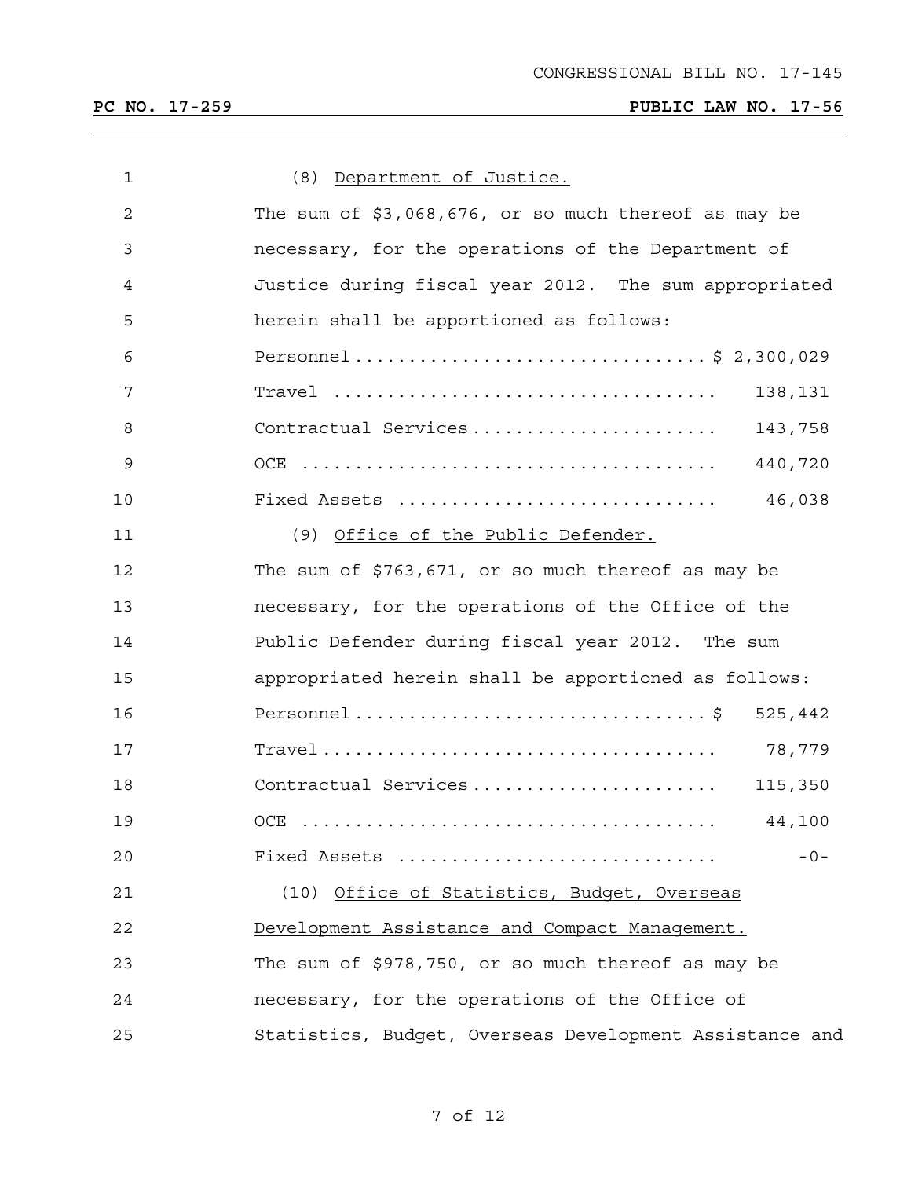(8) Department of Justice.

The sum of $3,068,676, or so much thereof as may be necessary, for the operations of the Department of Justice during fiscal year 2012. The sum appropriated herein shall be apportioned as follows:

| | |
|---|---|
| Personnel | $ 2,300,029 |
| Travel | 138,131 |
| Contractual Services | 143,758 |
| OCE | 440,720 |
| Fixed Assets | 46,038 |

(9) Office of the Public Defender.

The sum of $763,671, or so much thereof as may be necessary, for the operations of the Office of the Public Defender during fiscal year 2012. The sum appropriated herein shall be apportioned as follows:

| | |
|---|---|
| Personnel | $ 525,442 |
| Travel | 78,779 |
| Contractual Services | 115,350 |
| OCE | 44,100 |
| Fixed Assets | -0- |

(10) Office of Statistics, Budget, Overseas Development Assistance and Compact Management.

The sum of $978,750, or so much thereof as may be necessary, for the operations of the Office of Statistics, Budget, Overseas Development Assistance and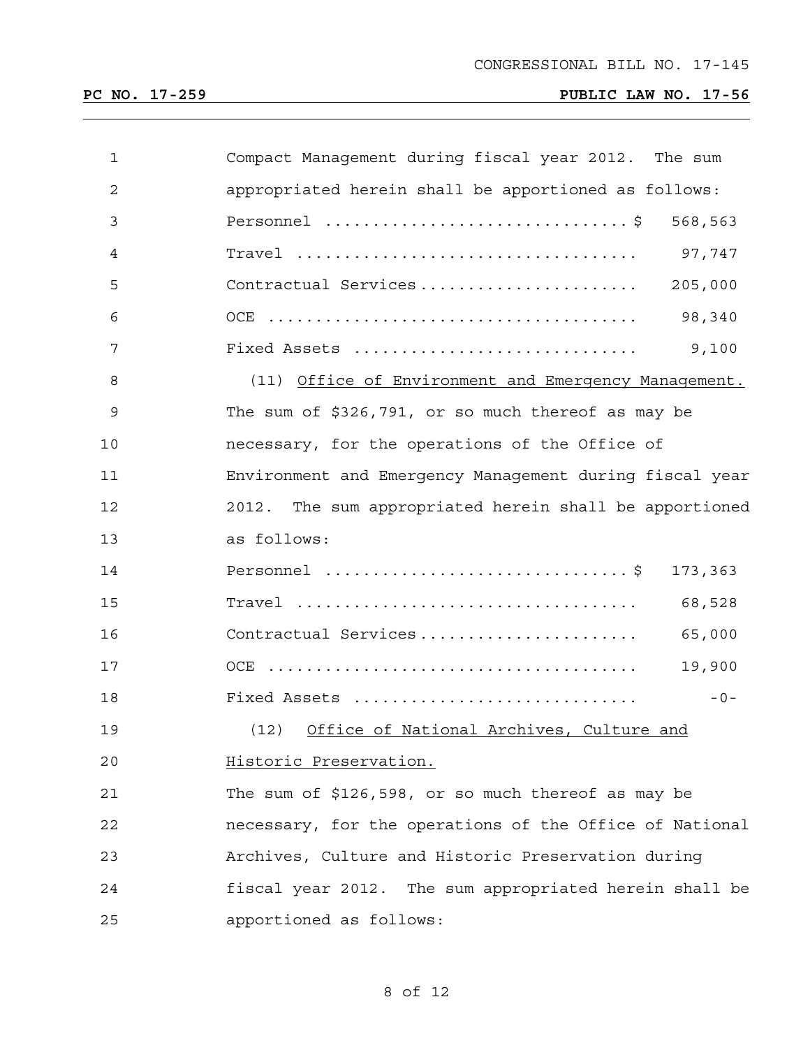Compact Management during fiscal year 2012. The sum appropriated herein shall be apportioned as follows:

| | |
|---|---|
| Personnel | $ 568,563 |
| Travel | 97,747 |
| Contractual Services | 205,000 |
| OCE | 98,340 |
| Fixed Assets | 9,100 |

(11) Office of Environment and Emergency Management. The sum of $326,791, or so much thereof as may be necessary, for the operations of the Office of Environment and Emergency Management during fiscal year 2012. The sum appropriated herein shall be apportioned as follows:

| | |
|---|---|
| Personnel | $ 173,363 |
| Travel | 68,528 |
| Contractual Services | 65,000 |
| OCE | 19,900 |
| Fixed Assets | -0- |

(12) Office of National Archives, Culture and Historic Preservation.

The sum of $126,598, or so much thereof as may be necessary, for the operations of the Office of National Archives, Culture and Historic Preservation during fiscal year 2012. The sum appropriated herein shall be apportioned as follows: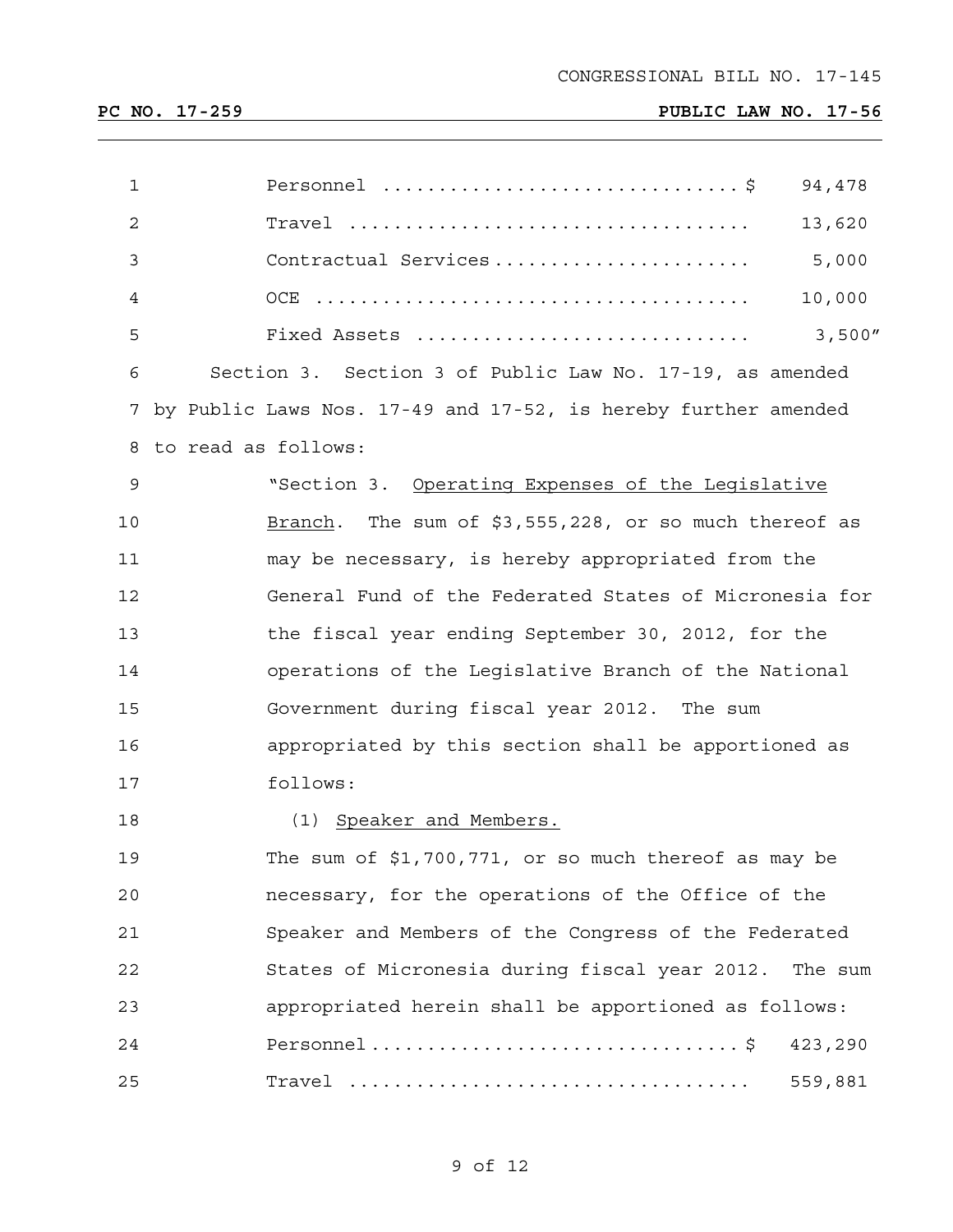Personnel ................................$ 94,478
Travel .................................... 13,620
Contractual Services....................... 5,000
OCE ....................................... 10,000
Fixed Assets .............................. 3,500"

Section 3. Section 3 of Public Law No. 17-19, as amended by Public Laws Nos. 17-49 and 17-52, is hereby further amended to read as follows:

"Section 3. Operating Expenses of the Legislative Branch. The sum of $3,555,228, or so much thereof as may be necessary, is hereby appropriated from the General Fund of the Federated States of Micronesia for the fiscal year ending September 30, 2012, for the operations of the Legislative Branch of the National Government during fiscal year 2012. The sum appropriated by this section shall be apportioned as follows:

(1) Speaker and Members.

The sum of $1,700,771, or so much thereof as may be necessary, for the operations of the Office of the Speaker and Members of the Congress of the Federated States of Micronesia during fiscal year 2012. The sum appropriated herein shall be apportioned as follows:

Personnel.................................$ 423,290
Travel .................................... 559,881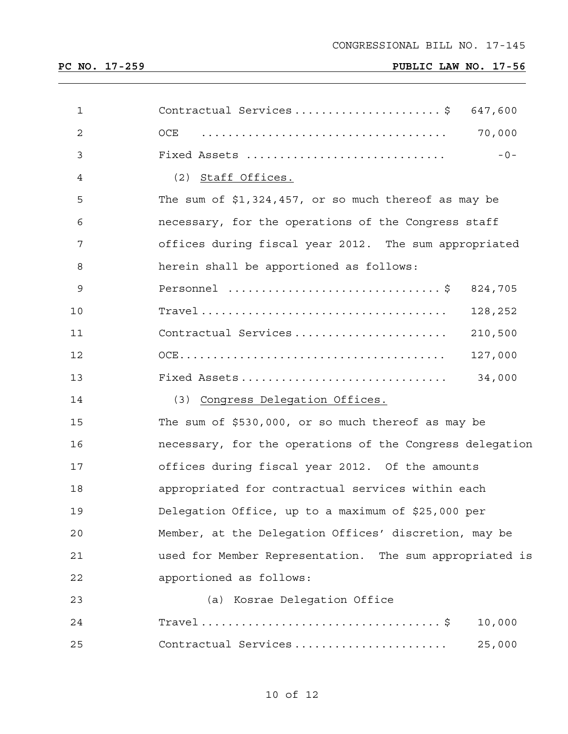| | |
|---|---|
| Contractual Services | $ 647,600 |
| OCE | 70,000 |
| Fixed Assets | -0- |

(2) Staff Offices.

The sum of $1,324,457, or so much thereof as may be necessary, for the operations of the Congress staff offices during fiscal year 2012. The sum appropriated herein shall be apportioned as follows:

| | |
|---|---|
| Personnel | $ 824,705 |
| Travel | 128,252 |
| Contractual Services | 210,500 |
| OCE | 127,000 |
| Fixed Assets | 34,000 |

(3) Congress Delegation Offices.

The sum of $530,000, or so much thereof as may be necessary, for the operations of the Congress delegation offices during fiscal year 2012. Of the amounts appropriated for contractual services within each Delegation Office, up to a maximum of $25,000 per Member, at the Delegation Offices' discretion, may be used for Member Representation. The sum appropriated is apportioned as follows:

(a) Kosrae Delegation Office

| | |
|---|---|
| Travel | $ 10,000 |
| Contractual Services | 25,000 |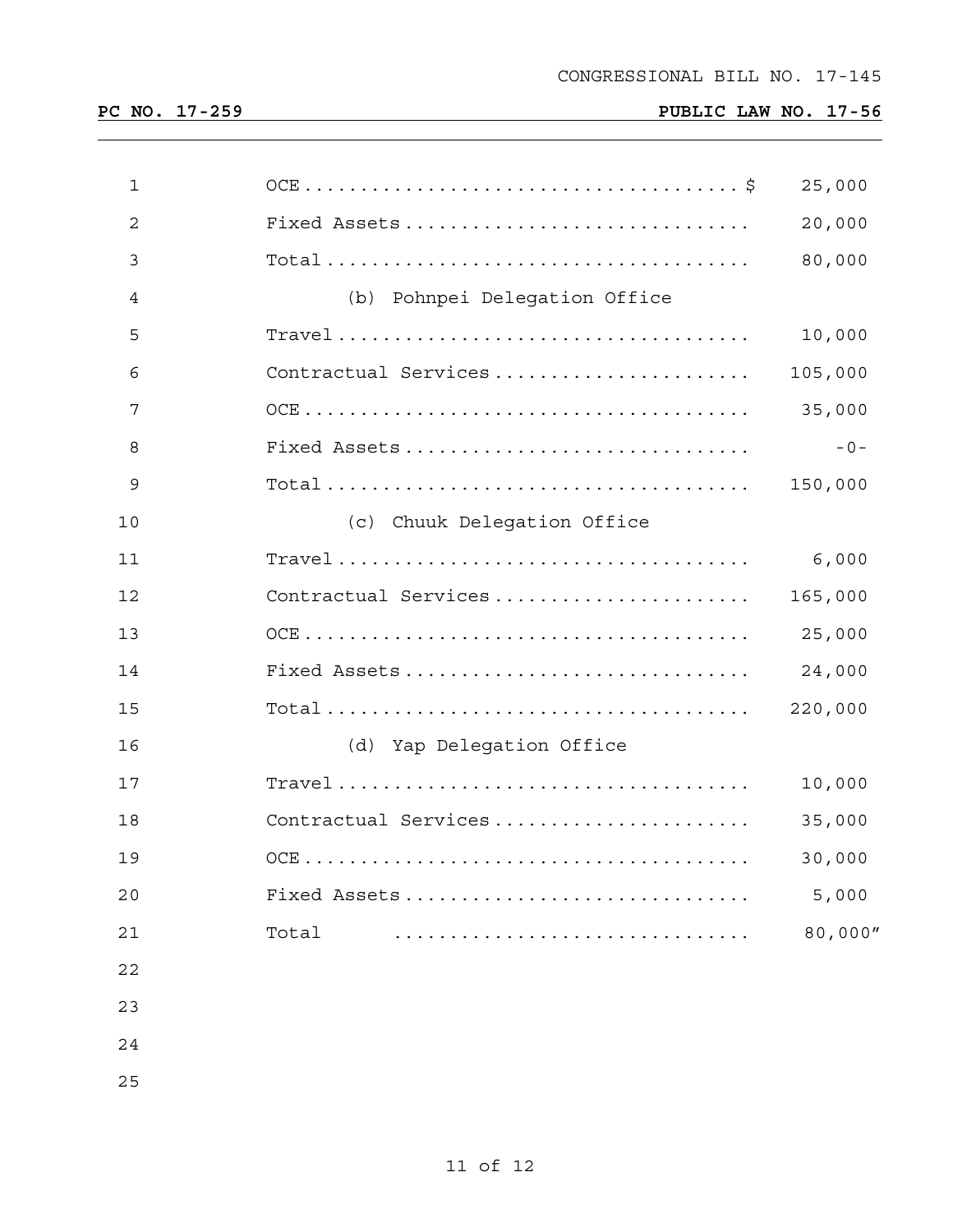| | |
|---|---|
| OCE | $ 25,000 |
| Fixed Assets | 20,000 |
| Total | 80,000 |
| (b) Pohnpei Delegation Office | |
| Travel | 10,000 |
| Contractual Services | 105,000 |
| OCE | 35,000 |
| Fixed Assets | -0- |
| Total | 150,000 |
| (c) Chuuk Delegation Office | |
| Travel | 6,000 |
| Contractual Services | 165,000 |
| OCE | 25,000 |
| Fixed Assets | 24,000 |
| Total | 220,000 |
| (d) Yap Delegation Office | |
| Travel | 10,000 |
| Contractual Services | 35,000 |
| OCE | 30,000 |
| Fixed Assets | 5,000 |
| Total | 80,000" |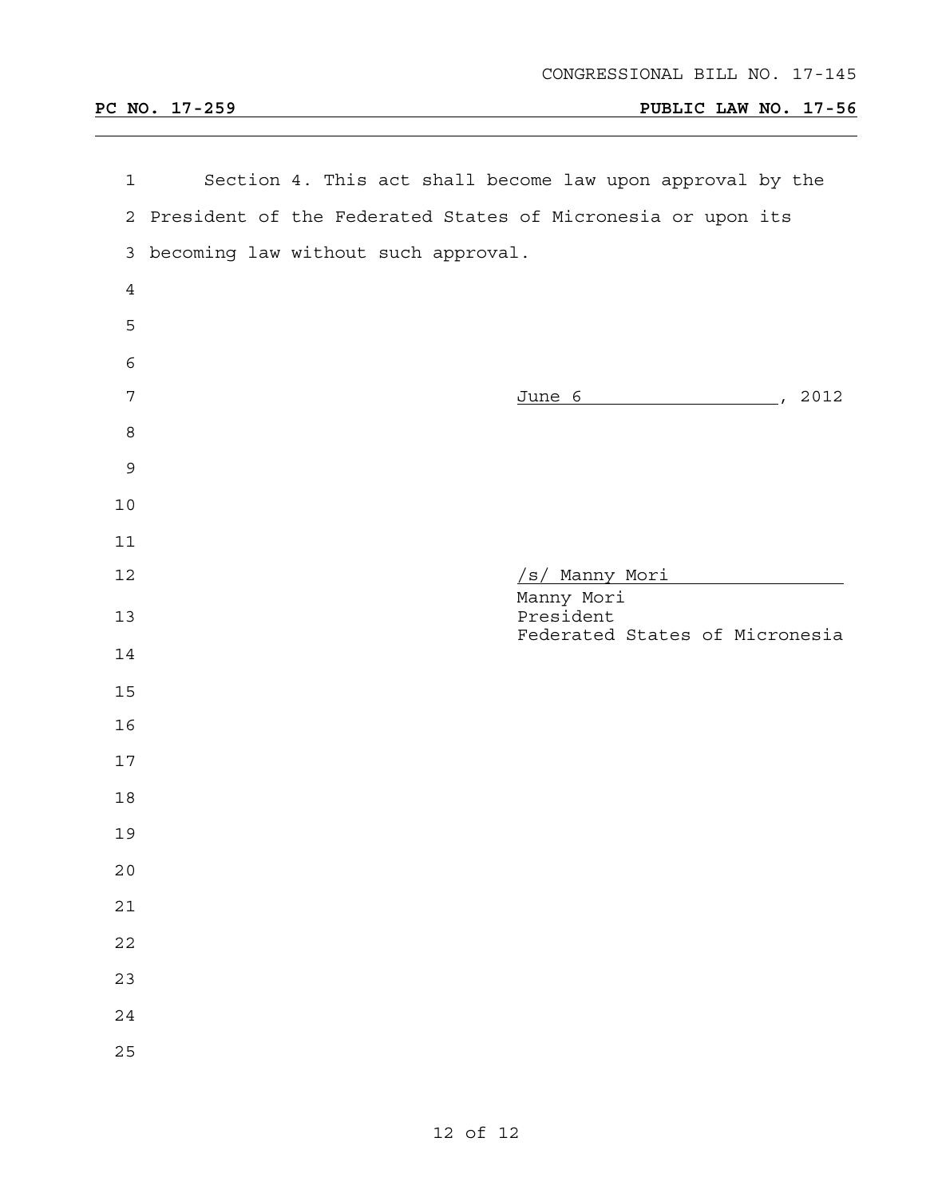CONGRESSIONAL BILL NO. 17-145

**PC NO. 17-259** **PUBLIC LAW NO. 17-56**

Section 4. This act shall become law upon approval by the President of the Federated States of Micronesia or upon its becoming law without such approval.

June 6, 2012

/s/ Manny Mori
Manny Mori
President
Federated States of Micronesia